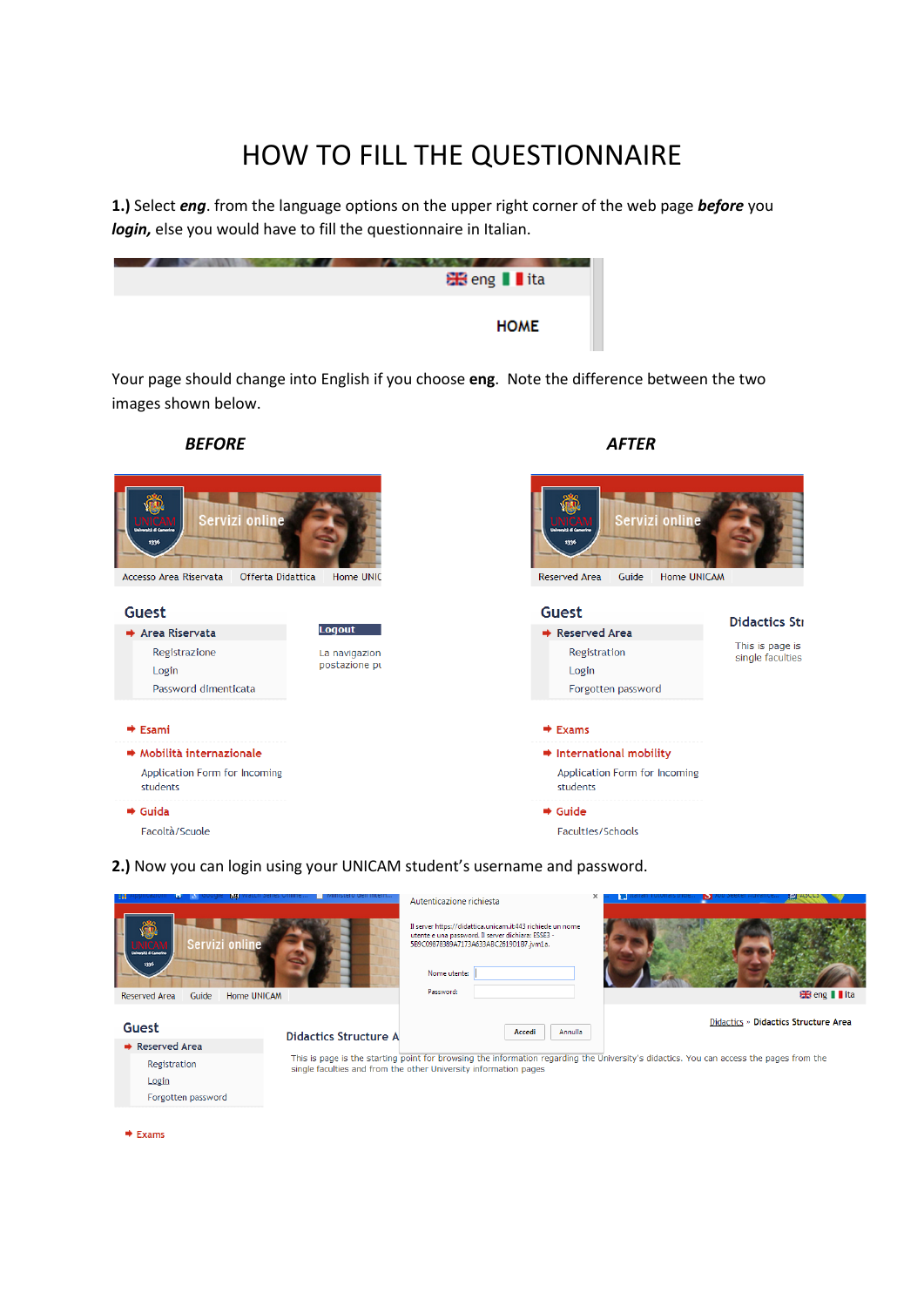# HOW TO FILL THE QUESTIONNAIRE

**1.)** Select ***eng***. from the language options on the upper right corner of the web page ***before*** you ***login,*** else you would have to fill the questionnaire in Italian.

Your page should change into English if you choose **eng**. Note the difference between the two images shown below.

***BEFORE*** ***AFTER***

**2.)** Now you can login using your UNICAM student's username and password.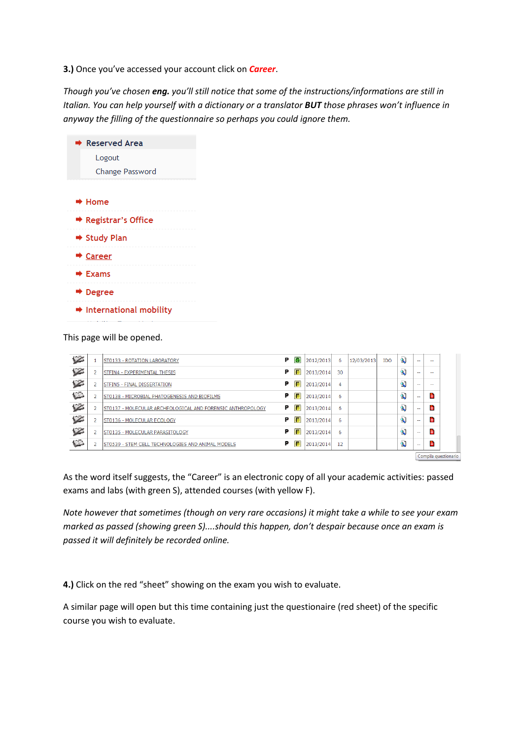**3.)** Once you've accessed your account click on ***Career***.

*Though you've chosen **eng.** you'll still notice that some of the instructions/informations are still in Italian. You can help yourself with a dictionary or a translator **BUT** those phrases won't influence in anyway the filling of the questionnaire so perhaps you could ignore them.*

- Reserved Area
  - Logout
  - Change Password
- Home
- Registrar's Office
- Study Plan
- Career
- Exams
- Degree
- International mobility

This page will be opened.

| | | | | | | | | | | | | |
|---|---|---|---|---|---|---|---|---|---|---|---|---|
| | 1 | ST0133 - ROTATION LABORATORY | P | S | 2012/2013 | 6 | 12/03/2013 | IDO | | -- | -- |
| | 2 | STFIN4 - EXPERIMENTAL THESIS | P | F | 2013/2014 | 30 | | | | -- | -- |
| | 2 | STFIN5 - FINAL DISSERTATION | P | F | 2013/2014 | 4 | | | | -- | -- |
| | 2 | ST0138 - MICROBIAL PHATOGENESIS AND BIOFILMS | P | F | 2013/2014 | 6 | | | | -- | |
| | 2 | ST0137 - MOLECULAR ARCHEOLOGICAL AND FORENSIC ANTHROPOLOGY | P | F | 2013/2014 | 6 | | | | -- | |
| | 2 | ST0136 - MOLECULAR ECOLOGY | P | F | 2013/2014 | 6 | | | | -- | |
| | 2 | ST0135 - MOLECULAR PARASITOLOGY | P | F | 2013/2014 | 6 | | | | -- | |
| | 2 | ST0539 - STEM CELL TECHNOLOGIES AND ANIMAL MODELS | P | F | 2013/2014 | 12 | | | | -- | |

Compila questionario

As the word itself suggests, the "Career" is an electronic copy of all your academic activities: passed exams and labs (with green S), attended courses (with yellow F).

*Note however that sometimes (though on very rare occasions) it might take a while to see your exam marked as passed (showing green S)....should this happen, don't despair because once an exam is passed it will definitely be recorded online.*

**4.)** Click on the red "sheet" showing on the exam you wish to evaluate.

A similar page will open but this time containing just the questionaire (red sheet) of the specific course you wish to evaluate.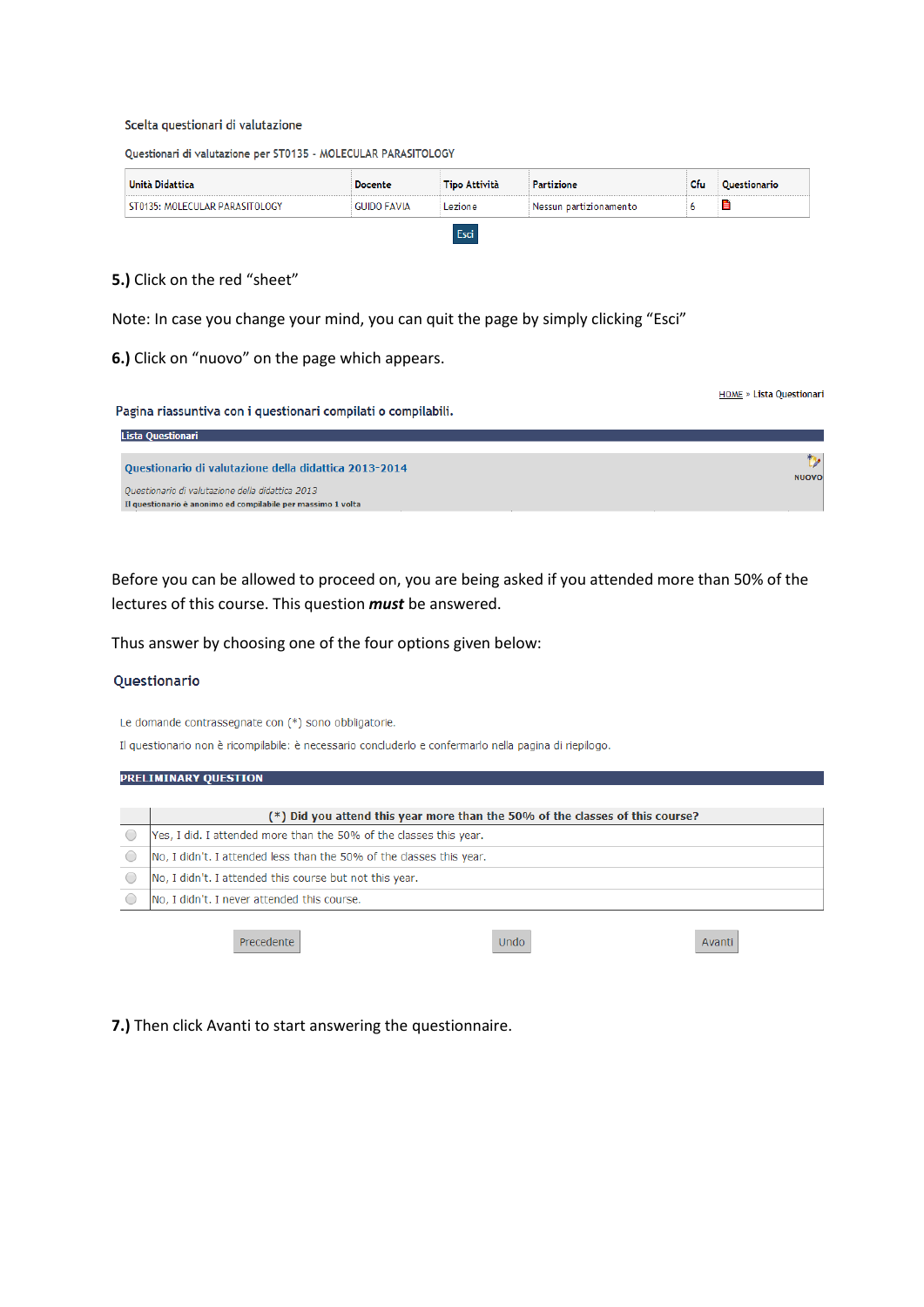Scelta questionari di valutazione

Questionari di valutazione per ST0135 - MOLECULAR PARASITOLOGY

| Unità Didattica | Docente | Tipo Attività | Partizione | Cfu | Questionario |
|---|---|---|---|---|---|
| ST0135: MOLECULAR PARASITOLOGY | GUIDO FAVIA | Lezione | Nessun partizionamento | 6 | |

Esci

**5.)** Click on the red "sheet"

Note: In case you change your mind, you can quit the page by simply clicking "Esci"

**6.)** Click on "nuovo" on the page which appears.

HOME » Lista Questionari

Pagina riassuntiva con i questionari compilati o compilabili.

**Lista Questionari**

Questionario di valutazione della didattica 2013-2014

*Questionario di valutazione della didattica 2013*

Il questionario è anonimo ed compilabile per massimo 1 volta

NUOVO

Before you can be allowed to proceed on, you are being asked if you attended more than 50% of the lectures of this course. This question ***must*** be answered.

Thus answer by choosing one of the four options given below:

Questionario

Le domande contrassegnate con (*) sono obbligatorie.

Il questionario non è ricompilabile: è necessario concluderlo e confermarlo nella pagina di riepilogo.

**PRELIMINARY QUESTION**

| | (*) Did you attend this year more than the 50% of the classes of this course? |
|---|---|
| ○ | Yes, I did. I attended more than the 50% of the classes this year. |
| ○ | No, I didn't. I attended less than the 50% of the classes this year. |
| ○ | No, I didn't. I attended this course but not this year. |
| ○ | No, I didn't. I never attended this course. |

Precedente    Undo    Avanti

**7.)** Then click Avanti to start answering the questionnaire.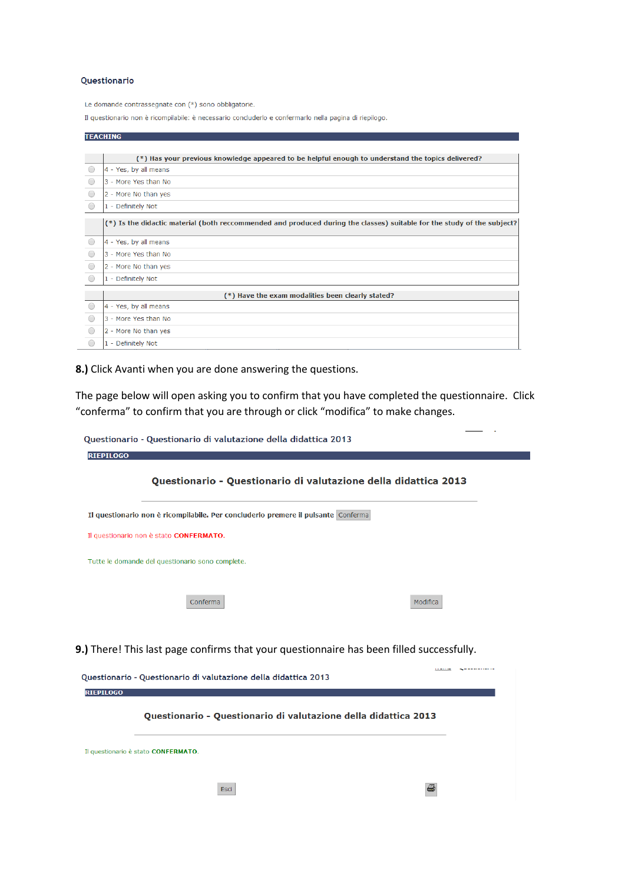Questionario

Le domande contrassegnate con (*) sono obbligatorie.

Il questionario non è ricompilabile: è necessario concluderlo e confermarlo nella pagina di riepilogo.

**TEACHING**

| | (*) Has your previous knowledge appeared to be helpful enough to understand the topics delivered? |
|---|---|
| ○ | 4 - Yes, by all means |
| ○ | 3 - More Yes than No |
| ○ | 2 - More No than yes |
| ○ | 1 - Definitely Not |

| | (*) Is the didactic material (both reccommended and produced during the classes) suitable for the study of the subject? |
|---|---|
| ○ | 4 - Yes, by all means |
| ○ | 3 - More Yes than No |
| ○ | 2 - More No than yes |
| ○ | 1 - Definitely Not |

| | (*) Have the exam modalities been clearly stated? |
|---|---|
| ○ | 4 - Yes, by all means |
| ○ | 3 - More Yes than No |
| ○ | 2 - More No than yes |
| ○ | 1 - Definitely Not |

**8.)** Click Avanti when you are done answering the questions.

The page below will open asking you to confirm that you have completed the questionnaire. Click "conferma" to confirm that you are through or click "modifica" to make changes.

Questionario - Questionario di valutazione della didattica 2013

**RIEPILOGO**

**Questionario - Questionario di valutazione della didattica 2013**

**Il questionario non è ricompilabile. Per concluderlo premere il pulsante** Conferma

Il questionario non è stato **CONFERMATO.**

Tutte le domande del questionario sono complete.

Conferma Modifica

**9.)** There! This last page confirms that your questionnaire has been filled successfully.

Questionario - Questionario di valutazione della didattica 2013

**RIEPILOGO**

**Questionario - Questionario di valutazione della didattica 2013**

Il questionario è stato **CONFERMATO.**

Esci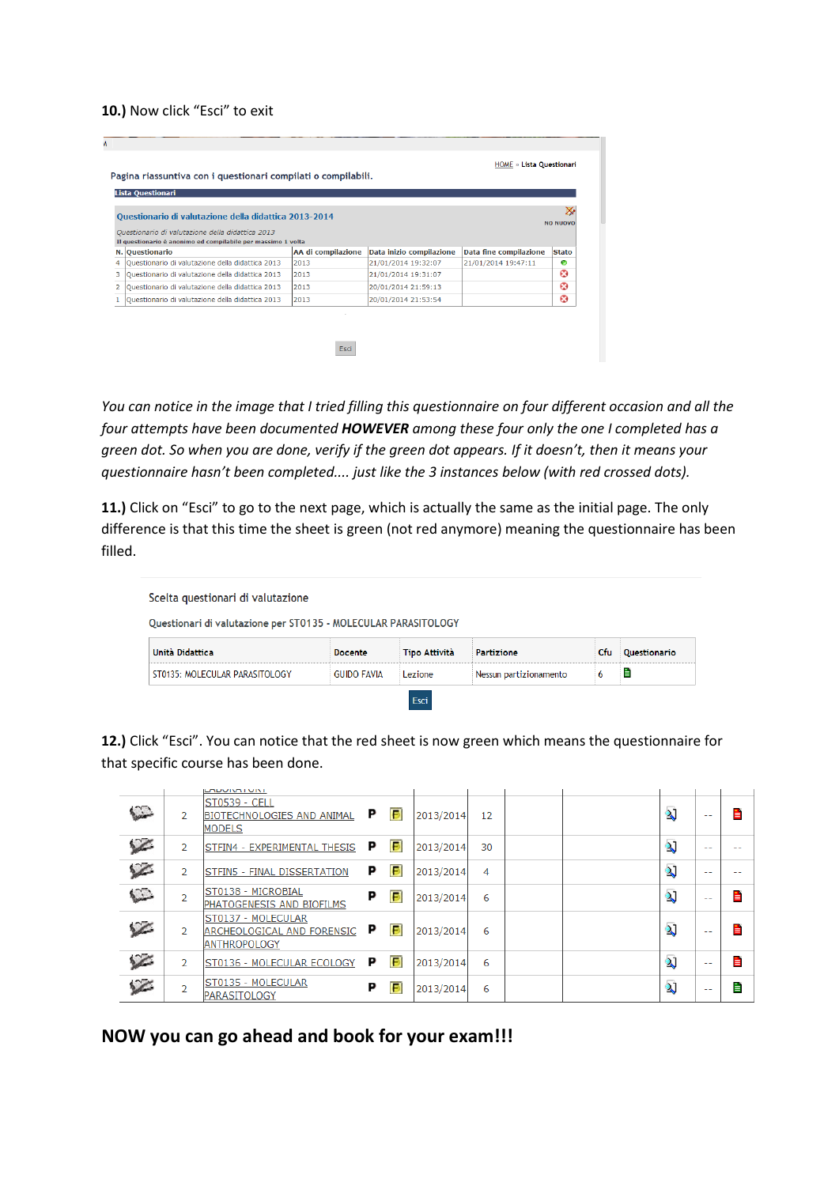**10.)** Now click “Esci” to exit

HOME » Lista Questionari

Pagina riassuntiva con i questionari compilati o compilabili.

Lista Questionari

Questionario di valutazione della didattica 2013-2014

NO NUOVO

Questionario di valutazione della didattica 2013

Il questionario è anonimo ed compilabile per massimo 1 volta

| N. | Questionario | AA di compilazione | Data inizio compilazione | Data fine compilazione | Stato |
|---|---|---|---|---|---|
| 4 | Questionario di valutazione della didattica 2013 | 2013 | 21/01/2014 19:32:07 | 21/01/2014 19:47:11 | |
| 3 | Questionario di valutazione della didattica 2013 | 2013 | 21/01/2014 19:31:07 | | |
| 2 | Questionario di valutazione della didattica 2013 | 2013 | 20/01/2014 21:59:13 | | |
| 1 | Questionario di valutazione della didattica 2013 | 2013 | 20/01/2014 21:53:54 | | |

Esci

*You can notice in the image that I tried filling this questionnaire on four different occasion and all the four attempts have been documented **HOWEVER** among these four only the one I completed has a green dot. So when you are done, verify if the green dot appears. If it doesn’t, then it means your questionnaire hasn’t been completed.... just like the 3 instances below (with red crossed dots).*

**11.)** Click on “Esci” to go to the next page, which is actually the same as the initial page. The only difference is that this time the sheet is green (not red anymore) meaning the questionnaire has been filled.

Scelta questionari di valutazione

Questionari di valutazione per ST0135 - MOLECULAR PARASITOLOGY

| Unità Didattica | Docente | Tipo Attività | Partizione | Cfu | Questionario |
|---|---|---|---|---|---|
| ST0135: MOLECULAR PARASITOLOGY | GUIDO FAVIA | Lezione | Nessun partizionamento | 6 | |

Esci

**12.)** Click “Esci”. You can notice that the red sheet is now green which means the questionnaire for that specific course has been done.

| | | | | | | | | | | |
|---|---|---|---|---|---|---|---|---|---|---|
| | 2 | ST0539 - CELL BIOTECHNOLOGIES AND ANIMAL MODELS | P | F | 2013/2014 | 12 | | | -- | |
| | 2 | STFIN4 - EXPERIMENTAL THESIS | P | F | 2013/2014 | 30 | | | -- | -- |
| | 2 | STFIN5 - FINAL DISSERTATION | P | F | 2013/2014 | 4 | | | -- | -- |
| | 2 | ST0138 - MICROBIAL PHATOGENESIS AND BIOFILMS | P | F | 2013/2014 | 6 | | | -- | |
| | 2 | ST0137 - MOLECULAR ARCHEOLOGICAL AND FORENSIC ANTHROPOLOGY | P | F | 2013/2014 | 6 | | | -- | |
| | 2 | ST0136 - MOLECULAR ECOLOGY | P | F | 2013/2014 | 6 | | | -- | |
| | 2 | ST0135 - MOLECULAR PARASITOLOGY | P | F | 2013/2014 | 6 | | | -- | |

## NOW you can go ahead and book for your exam!!!